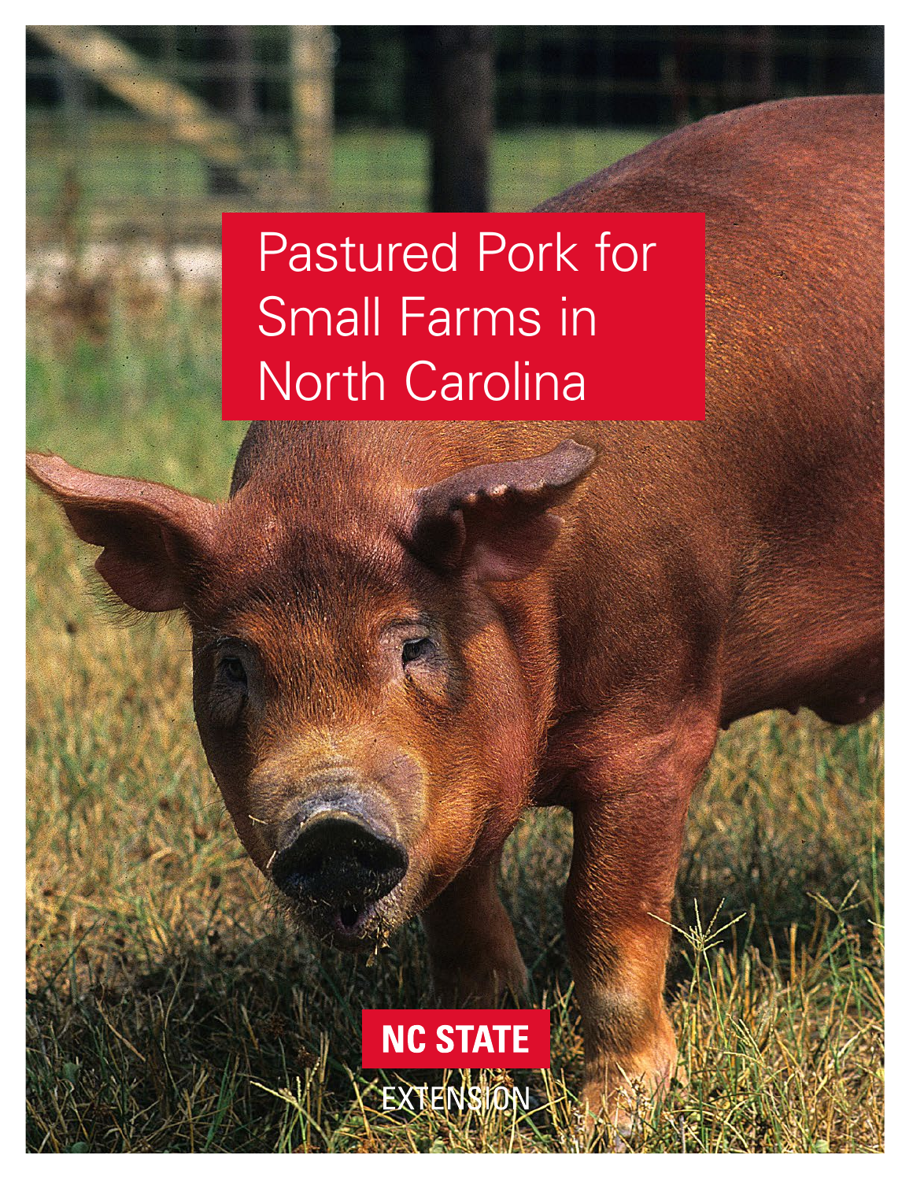# Pastured Pork for Small Farms in North Carolina

NC STATE

EXTENSION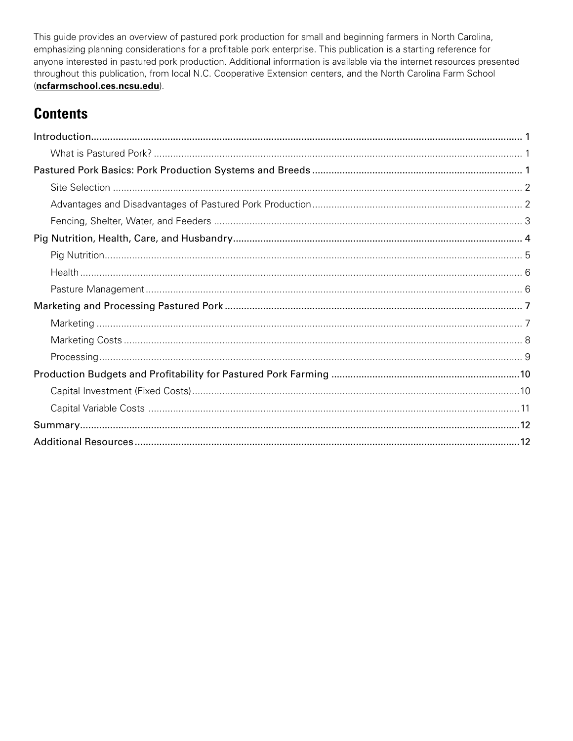This guide provides an overview of pastured pork production for small and beginning farmers in North Carolina, emphasizing planning considerations for a profitable pork enterprise. This publication is a starting reference for anyone interested in pastured pork production. Additional information is available via the internet resources presented throughout this publication, from local N.C. Cooperative Extension centers, and the North Carolina Farm School (**ncfarmschool.ces.ncsu.edu**).

## Contents

- Introduction ........ 1
  - What is Pastured Pork? ........ 1
- Pastured Pork Basics: Pork Production Systems and Breeds ........ 1
  - Site Selection ........ 2
  - Advantages and Disadvantages of Pastured Pork Production ........ 2
  - Fencing, Shelter, Water, and Feeders ........ 3
- Pig Nutrition, Health, Care, and Husbandry ........ 4
  - Pig Nutrition ........ 5
  - Health ........ 6
  - Pasture Management ........ 6
- Marketing and Processing Pastured Pork ........ 7
  - Marketing ........ 7
  - Marketing Costs ........ 8
  - Processing ........ 9
- Production Budgets and Profitability for Pastured Pork Farming ........ 10
  - Capital Investment (Fixed Costs) ........ 10
  - Capital Variable Costs ........ 11
- Summary ........ 12
- Additional Resources ........ 12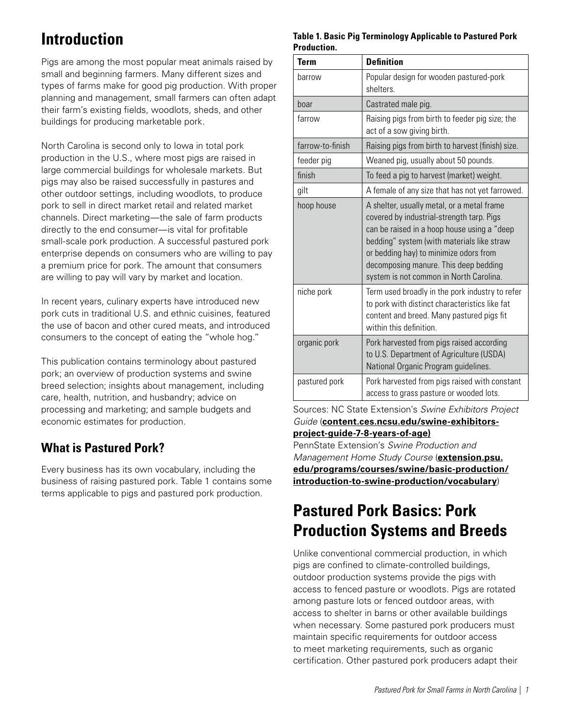# Introduction

Pigs are among the most popular meat animals raised by small and beginning farmers. Many different sizes and types of farms make for good pig production. With proper planning and management, small farmers can often adapt their farm's existing fields, woodlots, sheds, and other buildings for producing marketable pork.

North Carolina is second only to Iowa in total pork production in the U.S., where most pigs are raised in large commercial buildings for wholesale markets. But pigs may also be raised successfully in pastures and other outdoor settings, including woodlots, to produce pork to sell in direct market retail and related market channels. Direct marketing—the sale of farm products directly to the end consumer—is vital for profitable small-scale pork production. A successful pastured pork enterprise depends on consumers who are willing to pay a premium price for pork. The amount that consumers are willing to pay will vary by market and location.

In recent years, culinary experts have introduced new pork cuts in traditional U.S. and ethnic cuisines, featured the use of bacon and other cured meats, and introduced consumers to the concept of eating the "whole hog."

This publication contains terminology about pastured pork; an overview of production systems and swine breed selection; insights about management, including care, health, nutrition, and husbandry; advice on processing and marketing; and sample budgets and economic estimates for production.

## What is Pastured Pork?

Every business has its own vocabulary, including the business of raising pastured pork. Table 1 contains some terms applicable to pigs and pastured pork production.

**Table 1. Basic Pig Terminology Applicable to Pastured Pork Production.**

| Term | Definition |
|---|---|
| barrow | Popular design for wooden pastured-pork shelters. |
| boar | Castrated male pig. |
| farrow | Raising pigs from birth to feeder pig size; the act of a sow giving birth. |
| farrow-to-finish | Raising pigs from birth to harvest (finish) size. |
| feeder pig | Weaned pig, usually about 50 pounds. |
| finish | To feed a pig to harvest (market) weight. |
| gilt | A female of any size that has not yet farrowed. |
| hoop house | A shelter, usually metal, or a metal frame covered by industrial-strength tarp. Pigs can be raised in a hoop house using a "deep bedding" system (with materials like straw or bedding hay) to minimize odors from decomposing manure. This deep bedding system is not common in North Carolina. |
| niche pork | Term used broadly in the pork industry to refer to pork with distinct characteristics like fat content and breed. Many pastured pigs fit within this definition. |
| organic pork | Pork harvested from pigs raised according to U.S. Department of Agriculture (USDA) National Organic Program guidelines. |
| pastured pork | Pork harvested from pigs raised with constant access to grass pasture or wooded lots. |

Sources: NC State Extension's *Swine Exhibitors Project Guide* (**content.ces.ncsu.edu/swine-exhibitors-project-guide-7-8-years-of-age)**
PennState Extension's *Swine Production and Management Home Study Course* (**extension.psu.edu/programs/courses/swine/basic-production/introduction-to-swine-production/vocabulary**)

# Pastured Pork Basics: Pork Production Systems and Breeds

Unlike conventional commercial production, in which pigs are confined to climate-controlled buildings, outdoor production systems provide the pigs with access to fenced pasture or woodlots. Pigs are rotated among pasture lots or fenced outdoor areas, with access to shelter in barns or other available buildings when necessary. Some pastured pork producers must maintain specific requirements for outdoor access to meet marketing requirements, such as organic certification. Other pastured pork producers adapt their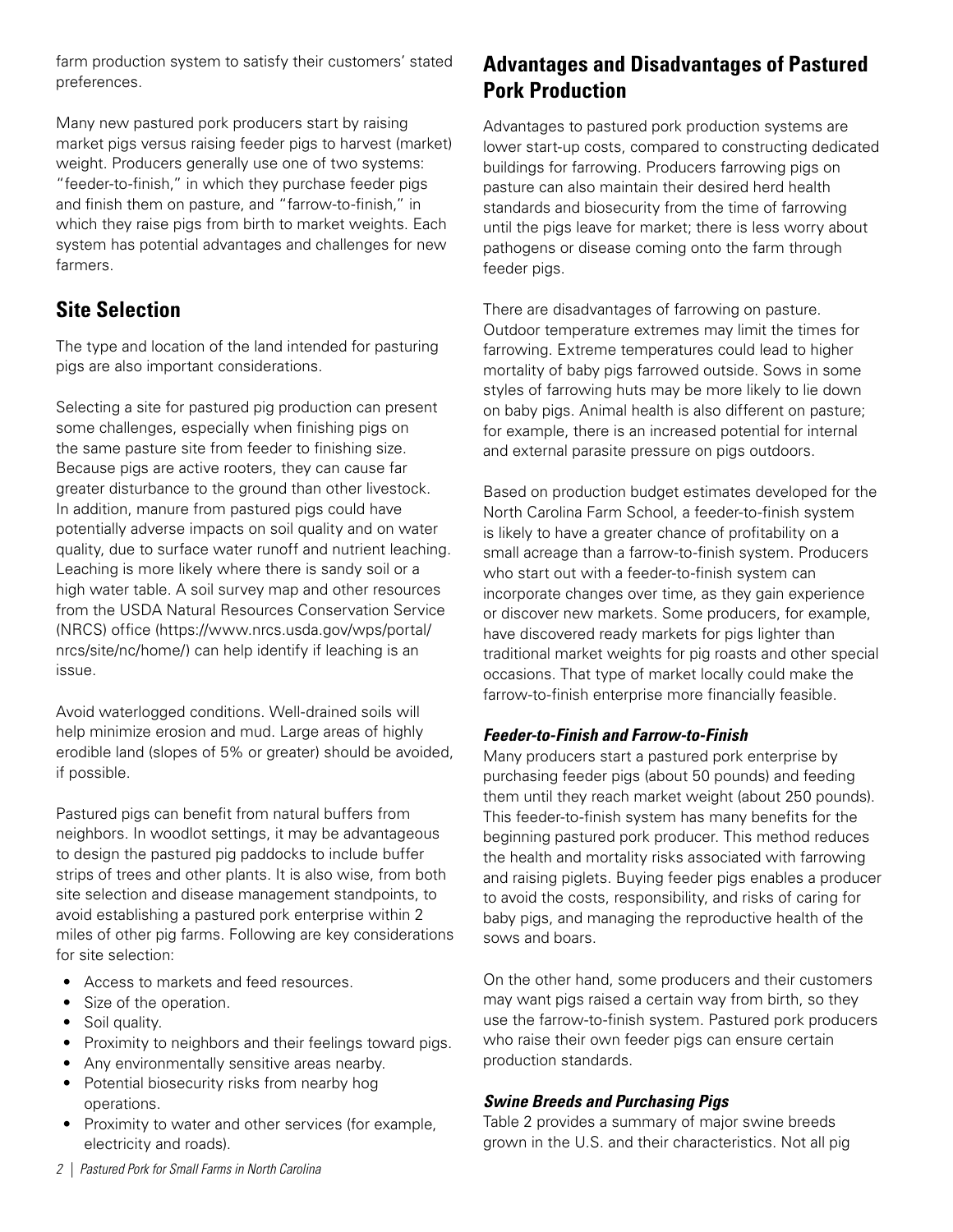farm production system to satisfy their customers' stated preferences.

Many new pastured pork producers start by raising market pigs versus raising feeder pigs to harvest (market) weight. Producers generally use one of two systems: "feeder-to-finish," in which they purchase feeder pigs and finish them on pasture, and "farrow-to-finish," in which they raise pigs from birth to market weights. Each system has potential advantages and challenges for new farmers.

## Site Selection

The type and location of the land intended for pasturing pigs are also important considerations.

Selecting a site for pastured pig production can present some challenges, especially when finishing pigs on the same pasture site from feeder to finishing size. Because pigs are active rooters, they can cause far greater disturbance to the ground than other livestock. In addition, manure from pastured pigs could have potentially adverse impacts on soil quality and on water quality, due to surface water runoff and nutrient leaching. Leaching is more likely where there is sandy soil or a high water table. A soil survey map and other resources from the USDA Natural Resources Conservation Service (NRCS) office (https://www.nrcs.usda.gov/wps/portal/nrcs/site/nc/home/) can help identify if leaching is an issue.

Avoid waterlogged conditions. Well-drained soils will help minimize erosion and mud. Large areas of highly erodible land (slopes of 5% or greater) should be avoided, if possible.

Pastured pigs can benefit from natural buffers from neighbors. In woodlot settings, it may be advantageous to design the pastured pig paddocks to include buffer strips of trees and other plants. It is also wise, from both site selection and disease management standpoints, to avoid establishing a pastured pork enterprise within 2 miles of other pig farms. Following are key considerations for site selection:

- Access to markets and feed resources.
- Size of the operation.
- Soil quality.
- Proximity to neighbors and their feelings toward pigs.
- Any environmentally sensitive areas nearby.
- Potential biosecurity risks from nearby hog operations.
- Proximity to water and other services (for example, electricity and roads).

## Advantages and Disadvantages of Pastured Pork Production

Advantages to pastured pork production systems are lower start-up costs, compared to constructing dedicated buildings for farrowing. Producers farrowing pigs on pasture can also maintain their desired herd health standards and biosecurity from the time of farrowing until the pigs leave for market; there is less worry about pathogens or disease coming onto the farm through feeder pigs.

There are disadvantages of farrowing on pasture. Outdoor temperature extremes may limit the times for farrowing. Extreme temperatures could lead to higher mortality of baby pigs farrowed outside. Sows in some styles of farrowing huts may be more likely to lie down on baby pigs. Animal health is also different on pasture; for example, there is an increased potential for internal and external parasite pressure on pigs outdoors.

Based on production budget estimates developed for the North Carolina Farm School, a feeder-to-finish system is likely to have a greater chance of profitability on a small acreage than a farrow-to-finish system. Producers who start out with a feeder-to-finish system can incorporate changes over time, as they gain experience or discover new markets. Some producers, for example, have discovered ready markets for pigs lighter than traditional market weights for pig roasts and other special occasions. That type of market locally could make the farrow-to-finish enterprise more financially feasible.

### *Feeder-to-Finish and Farrow-to-Finish*

Many producers start a pastured pork enterprise by purchasing feeder pigs (about 50 pounds) and feeding them until they reach market weight (about 250 pounds). This feeder-to-finish system has many benefits for the beginning pastured pork producer. This method reduces the health and mortality risks associated with farrowing and raising piglets. Buying feeder pigs enables a producer to avoid the costs, responsibility, and risks of caring for baby pigs, and managing the reproductive health of the sows and boars.

On the other hand, some producers and their customers may want pigs raised a certain way from birth, so they use the farrow-to-finish system. Pastured pork producers who raise their own feeder pigs can ensure certain production standards.

### *Swine Breeds and Purchasing Pigs*

Table 2 provides a summary of major swine breeds grown in the U.S. and their characteristics. Not all pig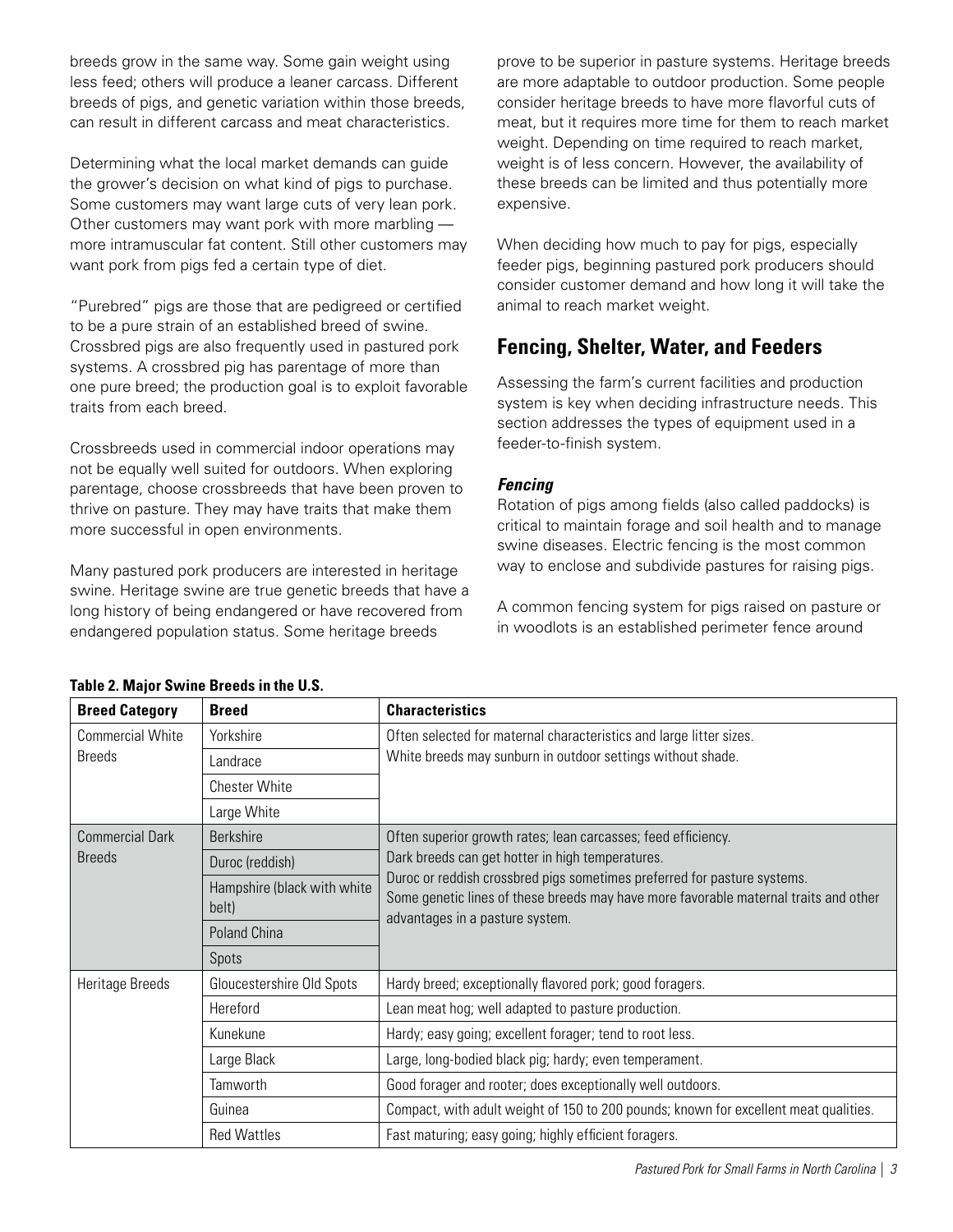breeds grow in the same way. Some gain weight using less feed; others will produce a leaner carcass. Different breeds of pigs, and genetic variation within those breeds, can result in different carcass and meat characteristics.

Determining what the local market demands can guide the grower's decision on what kind of pigs to purchase. Some customers may want large cuts of very lean pork. Other customers may want pork with more marbling — more intramuscular fat content. Still other customers may want pork from pigs fed a certain type of diet.

"Purebred" pigs are those that are pedigreed or certified to be a pure strain of an established breed of swine. Crossbred pigs are also frequently used in pastured pork systems. A crossbred pig has parentage of more than one pure breed; the production goal is to exploit favorable traits from each breed.

Crossbreeds used in commercial indoor operations may not be equally well suited for outdoors. When exploring parentage, choose crossbreeds that have been proven to thrive on pasture. They may have traits that make them more successful in open environments.

Many pastured pork producers are interested in heritage swine. Heritage swine are true genetic breeds that have a long history of being endangered or have recovered from endangered population status. Some heritage breeds prove to be superior in pasture systems. Heritage breeds are more adaptable to outdoor production. Some people consider heritage breeds to have more flavorful cuts of meat, but it requires more time for them to reach market weight. Depending on time required to reach market, weight is of less concern. However, the availability of these breeds can be limited and thus potentially more expensive.

When deciding how much to pay for pigs, especially feeder pigs, beginning pastured pork producers should consider customer demand and how long it will take the animal to reach market weight.

**Table 2. Major Swine Breeds in the U.S.**

| Breed Category | Breed | Characteristics |
|---|---|---|
| Commercial White Breeds | Yorkshire | Often selected for maternal characteristics and large litter sizes. White breeds may sunburn in outdoor settings without shade. |
| | Landrace | |
| | Chester White | |
| | Large White | |
| Commercial Dark Breeds | Berkshire | Often superior growth rates; lean carcasses; feed efficiency. Dark breeds can get hotter in high temperatures. Duroc or reddish crossbred pigs sometimes preferred for pasture systems. Some genetic lines of these breeds may have more favorable maternal traits and other advantages in a pasture system. |
| | Duroc (reddish) | |
| | Hampshire (black with white belt) | |
| | Poland China | |
| | Spots | |
| Heritage Breeds | Gloucestershire Old Spots | Hardy breed; exceptionally flavored pork; good foragers. |
| | Hereford | Lean meat hog; well adapted to pasture production. |
| | Kunekune | Hardy; easy going; excellent forager; tend to root less. |
| | Large Black | Large, long-bodied black pig; hardy; even temperament. |
| | Tamworth | Good forager and rooter; does exceptionally well outdoors. |
| | Guinea | Compact, with adult weight of 150 to 200 pounds; known for excellent meat qualities. |
| | Red Wattles | Fast maturing; easy going; highly efficient foragers. |

## Fencing, Shelter, Water, and Feeders

Assessing the farm's current facilities and production system is key when deciding infrastructure needs. This section addresses the types of equipment used in a feeder-to-finish system.

### *Fencing*

Rotation of pigs among fields (also called paddocks) is critical to maintain forage and soil health and to manage swine diseases. Electric fencing is the most common way to enclose and subdivide pastures for raising pigs.

A common fencing system for pigs raised on pasture or in woodlots is an established perimeter fence around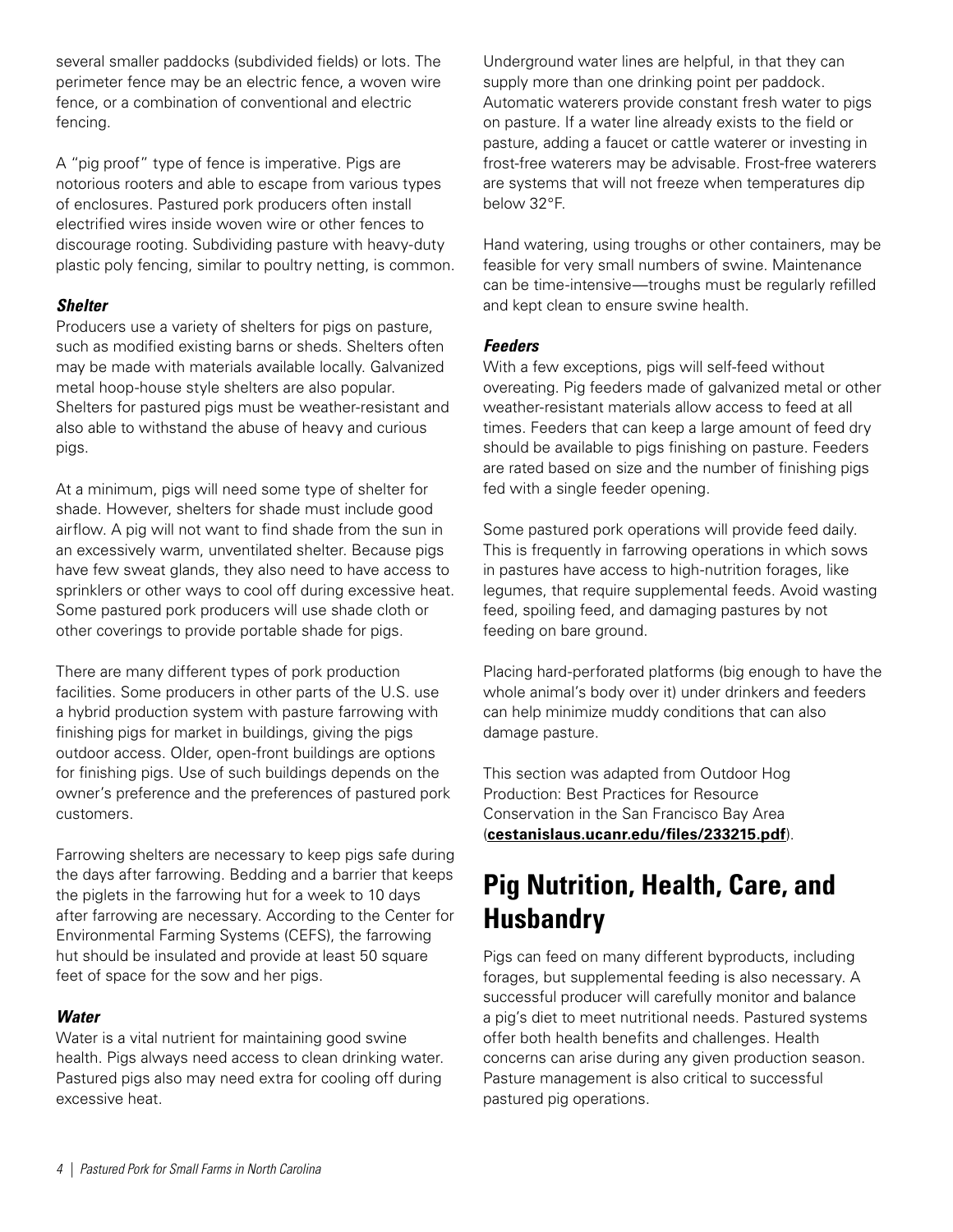several smaller paddocks (subdivided fields) or lots. The perimeter fence may be an electric fence, a woven wire fence, or a combination of conventional and electric fencing.

A "pig proof" type of fence is imperative. Pigs are notorious rooters and able to escape from various types of enclosures. Pastured pork producers often install electrified wires inside woven wire or other fences to discourage rooting. Subdividing pasture with heavy-duty plastic poly fencing, similar to poultry netting, is common.

### *Shelter*

Producers use a variety of shelters for pigs on pasture, such as modified existing barns or sheds. Shelters often may be made with materials available locally. Galvanized metal hoop-house style shelters are also popular. Shelters for pastured pigs must be weather-resistant and also able to withstand the abuse of heavy and curious pigs.

At a minimum, pigs will need some type of shelter for shade. However, shelters for shade must include good airflow. A pig will not want to find shade from the sun in an excessively warm, unventilated shelter. Because pigs have few sweat glands, they also need to have access to sprinklers or other ways to cool off during excessive heat. Some pastured pork producers will use shade cloth or other coverings to provide portable shade for pigs.

There are many different types of pork production facilities. Some producers in other parts of the U.S. use a hybrid production system with pasture farrowing with finishing pigs for market in buildings, giving the pigs outdoor access. Older, open-front buildings are options for finishing pigs. Use of such buildings depends on the owner's preference and the preferences of pastured pork customers.

Farrowing shelters are necessary to keep pigs safe during the days after farrowing. Bedding and a barrier that keeps the piglets in the farrowing hut for a week to 10 days after farrowing are necessary. According to the Center for Environmental Farming Systems (CEFS), the farrowing hut should be insulated and provide at least 50 square feet of space for the sow and her pigs.

### *Water*

Water is a vital nutrient for maintaining good swine health. Pigs always need access to clean drinking water. Pastured pigs also may need extra for cooling off during excessive heat.

Underground water lines are helpful, in that they can supply more than one drinking point per paddock. Automatic waterers provide constant fresh water to pigs on pasture. If a water line already exists to the field or pasture, adding a faucet or cattle waterer or investing in frost-free waterers may be advisable. Frost-free waterers are systems that will not freeze when temperatures dip below 32°F.

Hand watering, using troughs or other containers, may be feasible for very small numbers of swine. Maintenance can be time-intensive—troughs must be regularly refilled and kept clean to ensure swine health.

### *Feeders*

With a few exceptions, pigs will self-feed without overeating. Pig feeders made of galvanized metal or other weather-resistant materials allow access to feed at all times. Feeders that can keep a large amount of feed dry should be available to pigs finishing on pasture. Feeders are rated based on size and the number of finishing pigs fed with a single feeder opening.

Some pastured pork operations will provide feed daily. This is frequently in farrowing operations in which sows in pastures have access to high-nutrition forages, like legumes, that require supplemental feeds. Avoid wasting feed, spoiling feed, and damaging pastures by not feeding on bare ground.

Placing hard-perforated platforms (big enough to have the whole animal's body over it) under drinkers and feeders can help minimize muddy conditions that can also damage pasture.

This section was adapted from Outdoor Hog Production: Best Practices for Resource Conservation in the San Francisco Bay Area (**cestanislaus.ucanr.edu/files/233215.pdf**).

## Pig Nutrition, Health, Care, and Husbandry

Pigs can feed on many different byproducts, including forages, but supplemental feeding is also necessary. A successful producer will carefully monitor and balance a pig's diet to meet nutritional needs. Pastured systems offer both health benefits and challenges. Health concerns can arise during any given production season. Pasture management is also critical to successful pastured pig operations.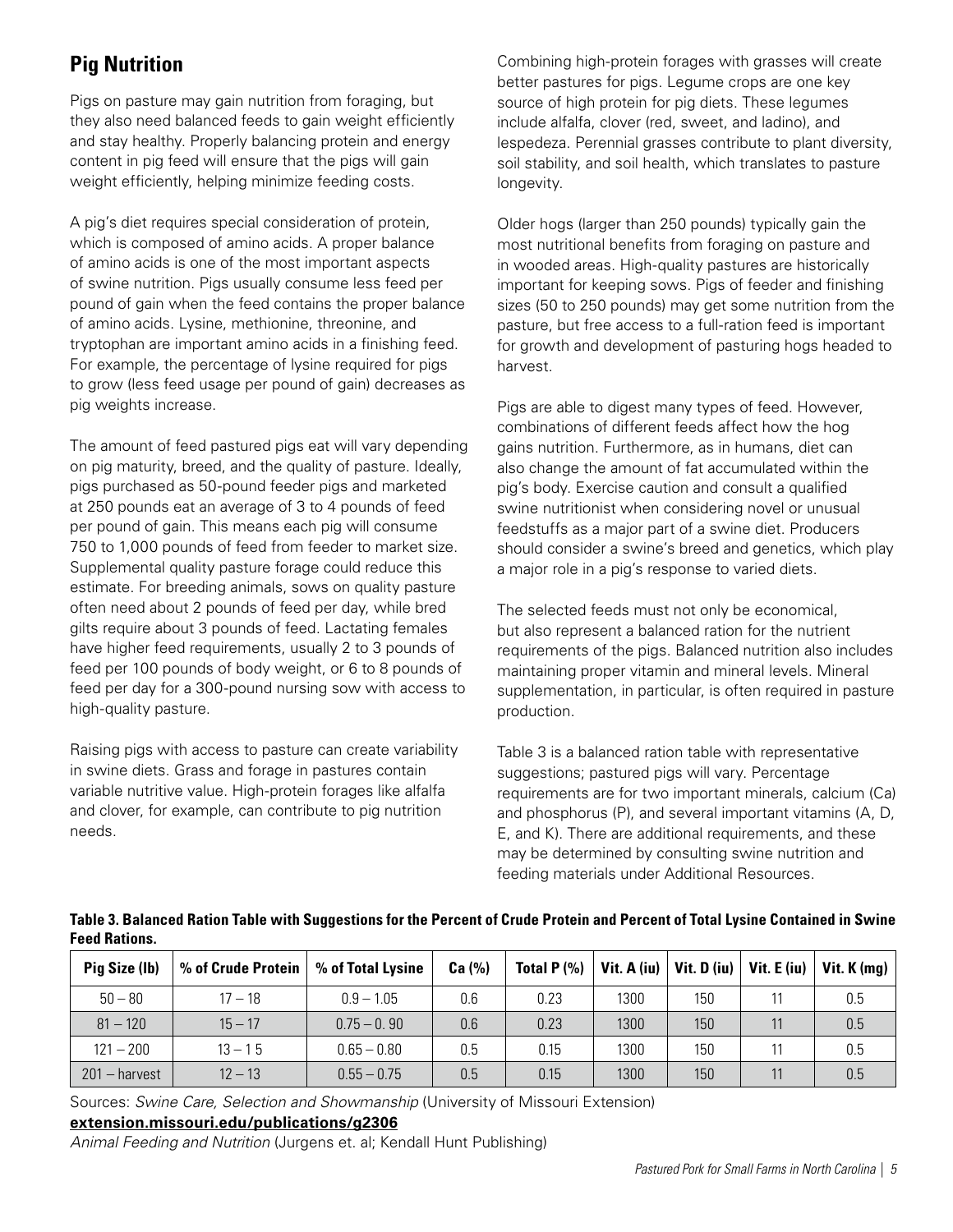## Pig Nutrition

Pigs on pasture may gain nutrition from foraging, but they also need balanced feeds to gain weight efficiently and stay healthy. Properly balancing protein and energy content in pig feed will ensure that the pigs will gain weight efficiently, helping minimize feeding costs.

A pig's diet requires special consideration of protein, which is composed of amino acids. A proper balance of amino acids is one of the most important aspects of swine nutrition. Pigs usually consume less feed per pound of gain when the feed contains the proper balance of amino acids. Lysine, methionine, threonine, and tryptophan are important amino acids in a finishing feed. For example, the percentage of lysine required for pigs to grow (less feed usage per pound of gain) decreases as pig weights increase.

The amount of feed pastured pigs eat will vary depending on pig maturity, breed, and the quality of pasture. Ideally, pigs purchased as 50-pound feeder pigs and marketed at 250 pounds eat an average of 3 to 4 pounds of feed per pound of gain. This means each pig will consume 750 to 1,000 pounds of feed from feeder to market size. Supplemental quality pasture forage could reduce this estimate. For breeding animals, sows on quality pasture often need about 2 pounds of feed per day, while bred gilts require about 3 pounds of feed. Lactating females have higher feed requirements, usually 2 to 3 pounds of feed per 100 pounds of body weight, or 6 to 8 pounds of feed per day for a 300-pound nursing sow with access to high-quality pasture.

Raising pigs with access to pasture can create variability in swine diets. Grass and forage in pastures contain variable nutritive value. High-protein forages like alfalfa and clover, for example, can contribute to pig nutrition needs.

Combining high-protein forages with grasses will create better pastures for pigs. Legume crops are one key source of high protein for pig diets. These legumes include alfalfa, clover (red, sweet, and ladino), and lespedeza. Perennial grasses contribute to plant diversity, soil stability, and soil health, which translates to pasture longevity.

Older hogs (larger than 250 pounds) typically gain the most nutritional benefits from foraging on pasture and in wooded areas. High-quality pastures are historically important for keeping sows. Pigs of feeder and finishing sizes (50 to 250 pounds) may get some nutrition from the pasture, but free access to a full-ration feed is important for growth and development of pasturing hogs headed to harvest.

Pigs are able to digest many types of feed. However, combinations of different feeds affect how the hog gains nutrition. Furthermore, as in humans, diet can also change the amount of fat accumulated within the pig's body. Exercise caution and consult a qualified swine nutritionist when considering novel or unusual feedstuffs as a major part of a swine diet. Producers should consider a swine's breed and genetics, which play a major role in a pig's response to varied diets.

The selected feeds must not only be economical, but also represent a balanced ration for the nutrient requirements of the pigs. Balanced nutrition also includes maintaining proper vitamin and mineral levels. Mineral supplementation, in particular, is often required in pasture production.

Table 3 is a balanced ration table with representative suggestions; pastured pigs will vary. Percentage requirements are for two important minerals, calcium (Ca) and phosphorus (P), and several important vitamins (A, D, E, and K). There are additional requirements, and these may be determined by consulting swine nutrition and feeding materials under Additional Resources.

**Table 3. Balanced Ration Table with Suggestions for the Percent of Crude Protein and Percent of Total Lysine Contained in Swine Feed Rations.**

| Pig Size (lb) | % of Crude Protein | % of Total Lysine | Ca (%) | Total P (%) | Vit. A (iu) | Vit. D (iu) | Vit. E (iu) | Vit. K (mg) |
|---|---|---|---|---|---|---|---|---|
| 50 – 80 | 17 – 18 | 0.9 – 1.05 | 0.6 | 0.23 | 1300 | 150 | 11 | 0.5 |
| 81 – 120 | 15 – 17 | 0.75 – 0. 90 | 0.6 | 0.23 | 1300 | 150 | 11 | 0.5 |
| 121 – 200 | 13 – 1 5 | 0.65 – 0.80 | 0.5 | 0.15 | 1300 | 150 | 11 | 0.5 |
| 201 – harvest | 12 – 13 | 0.55 – 0.75 | 0.5 | 0.15 | 1300 | 150 | 11 | 0.5 |

Sources: *Swine Care, Selection and Showmanship* (University of Missouri Extension)
**extension.missouri.edu/publications/g2306**
*Animal Feeding and Nutrition* (Jurgens et. al; Kendall Hunt Publishing)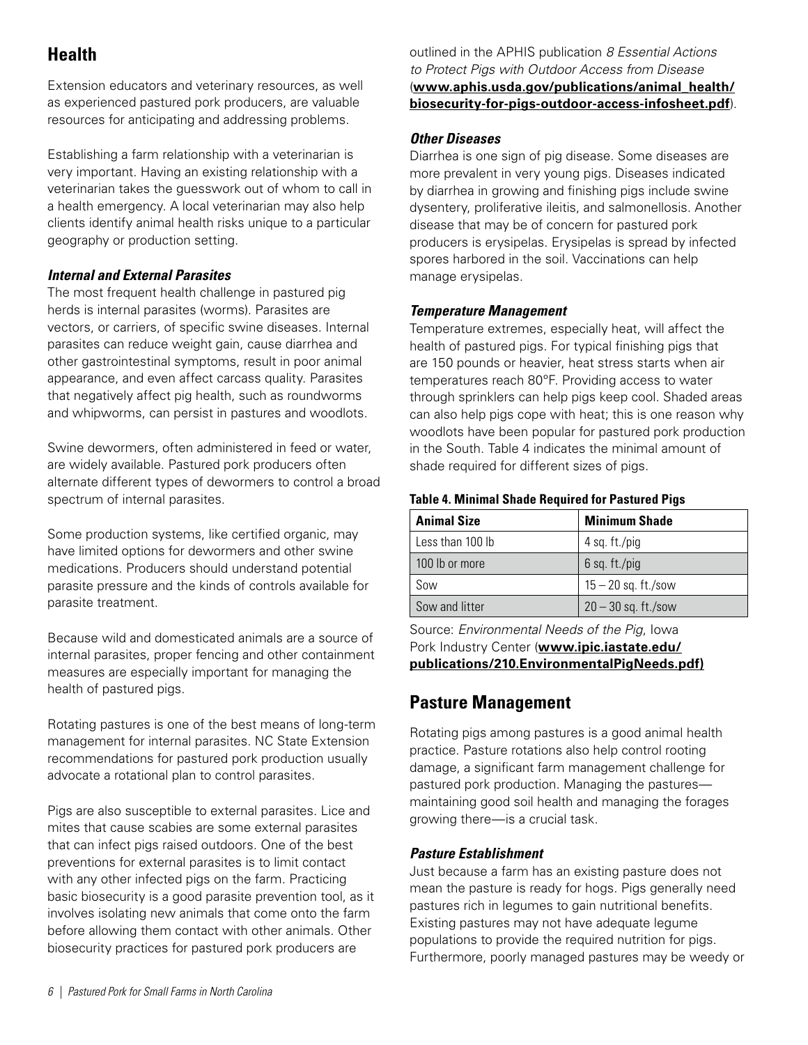## Health

Extension educators and veterinary resources, as well as experienced pastured pork producers, are valuable resources for anticipating and addressing problems.

Establishing a farm relationship with a veterinarian is very important. Having an existing relationship with a veterinarian takes the guesswork out of whom to call in a health emergency. A local veterinarian may also help clients identify animal health risks unique to a particular geography or production setting.

### *Internal and External Parasites*

The most frequent health challenge in pastured pig herds is internal parasites (worms). Parasites are vectors, or carriers, of specific swine diseases. Internal parasites can reduce weight gain, cause diarrhea and other gastrointestinal symptoms, result in poor animal appearance, and even affect carcass quality. Parasites that negatively affect pig health, such as roundworms and whipworms, can persist in pastures and woodlots.

Swine dewormers, often administered in feed or water, are widely available. Pastured pork producers often alternate different types of dewormers to control a broad spectrum of internal parasites.

Some production systems, like certified organic, may have limited options for dewormers and other swine medications. Producers should understand potential parasite pressure and the kinds of controls available for parasite treatment.

Because wild and domesticated animals are a source of internal parasites, proper fencing and other containment measures are especially important for managing the health of pastured pigs.

Rotating pastures is one of the best means of long-term management for internal parasites. NC State Extension recommendations for pastured pork production usually advocate a rotational plan to control parasites.

Pigs are also susceptible to external parasites. Lice and mites that cause scabies are some external parasites that can infect pigs raised outdoors. One of the best preventions for external parasites is to limit contact with any other infected pigs on the farm. Practicing basic biosecurity is a good parasite prevention tool, as it involves isolating new animals that come onto the farm before allowing them contact with other animals. Other biosecurity practices for pastured pork producers are outlined in the APHIS publication *8 Essential Actions to Protect Pigs with Outdoor Access from Disease* (**www.aphis.usda.gov/publications/animal_health/biosecurity-for-pigs-outdoor-access-infosheet.pdf**).

### *Other Diseases*

Diarrhea is one sign of pig disease. Some diseases are more prevalent in very young pigs. Diseases indicated by diarrhea in growing and finishing pigs include swine dysentery, proliferative ileitis, and salmonellosis. Another disease that may be of concern for pastured pork producers is erysipelas. Erysipelas is spread by infected spores harbored in the soil. Vaccinations can help manage erysipelas.

### *Temperature Management*

Temperature extremes, especially heat, will affect the health of pastured pigs. For typical finishing pigs that are 150 pounds or heavier, heat stress starts when air temperatures reach 80°F. Providing access to water through sprinklers can help pigs keep cool. Shaded areas can also help pigs cope with heat; this is one reason why woodlots have been popular for pastured pork production in the South. Table 4 indicates the minimal amount of shade required for different sizes of pigs.

**Table 4. Minimal Shade Required for Pastured Pigs**

| Animal Size | Minimum Shade |
|---|---|
| Less than 100 lb | 4 sq. ft./pig |
| 100 lb or more | 6 sq. ft./pig |
| Sow | 15 – 20 sq. ft./sow |
| Sow and litter | 20 – 30 sq. ft./sow |

Source: *Environmental Needs of the Pig*, Iowa Pork Industry Center (**www.ipic.iastate.edu/publications/210.EnvironmentalPigNeeds.pdf)**

## Pasture Management

Rotating pigs among pastures is a good animal health practice. Pasture rotations also help control rooting damage, a significant farm management challenge for pastured pork production. Managing the pastures—maintaining good soil health and managing the forages growing there—is a crucial task.

### *Pasture Establishment*

Just because a farm has an existing pasture does not mean the pasture is ready for hogs. Pigs generally need pastures rich in legumes to gain nutritional benefits. Existing pastures may not have adequate legume populations to provide the required nutrition for pigs. Furthermore, poorly managed pastures may be weedy or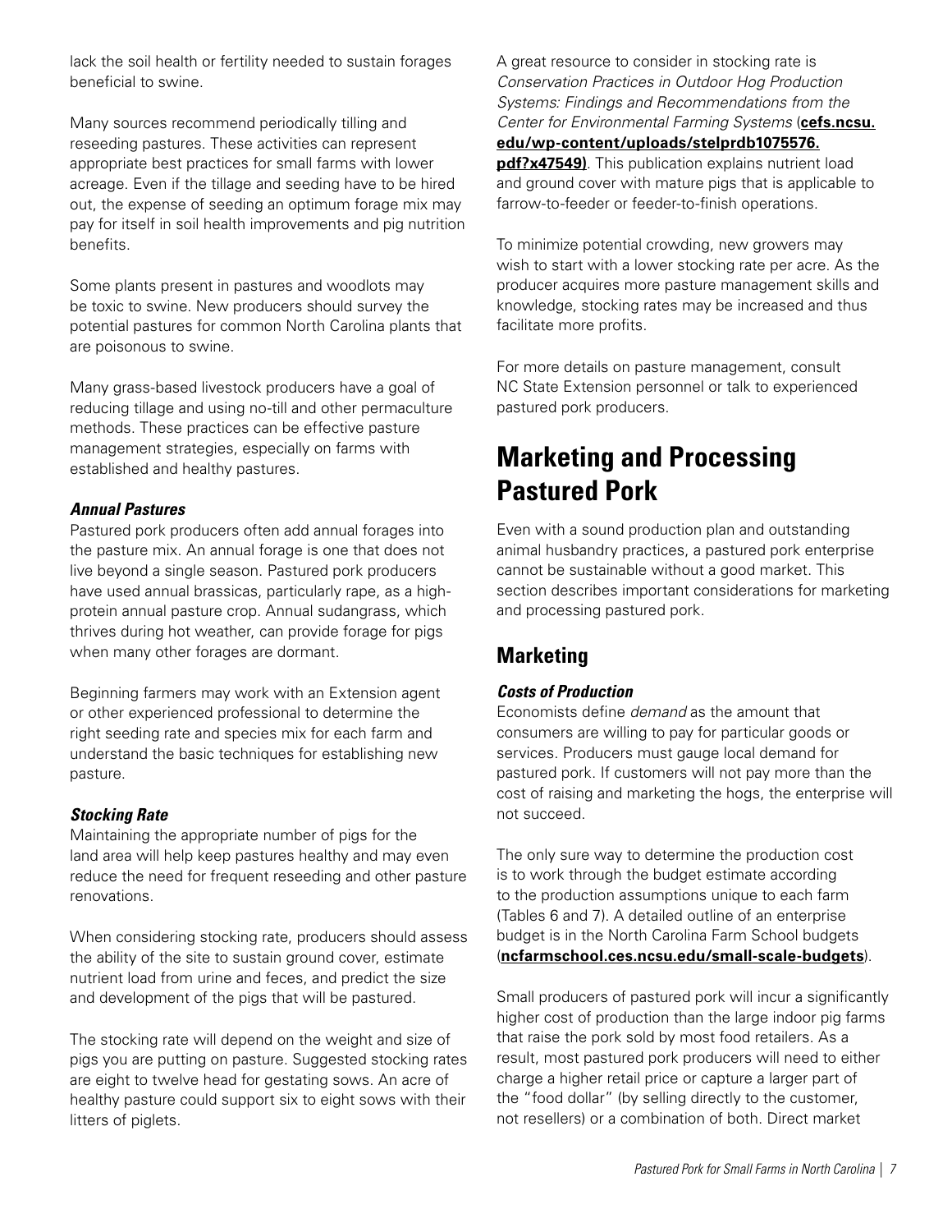lack the soil health or fertility needed to sustain forages beneficial to swine.

Many sources recommend periodically tilling and reseeding pastures. These activities can represent appropriate best practices for small farms with lower acreage. Even if the tillage and seeding have to be hired out, the expense of seeding an optimum forage mix may pay for itself in soil health improvements and pig nutrition benefits.

Some plants present in pastures and woodlots may be toxic to swine. New producers should survey the potential pastures for common North Carolina plants that are poisonous to swine.

Many grass-based livestock producers have a goal of reducing tillage and using no-till and other permaculture methods. These practices can be effective pasture management strategies, especially on farms with established and healthy pastures.

***Annual Pastures***

Pastured pork producers often add annual forages into the pasture mix. An annual forage is one that does not live beyond a single season. Pastured pork producers have used annual brassicas, particularly rape, as a high-protein annual pasture crop. Annual sudangrass, which thrives during hot weather, can provide forage for pigs when many other forages are dormant.

Beginning farmers may work with an Extension agent or other experienced professional to determine the right seeding rate and species mix for each farm and understand the basic techniques for establishing new pasture.

***Stocking Rate***

Maintaining the appropriate number of pigs for the land area will help keep pastures healthy and may even reduce the need for frequent reseeding and other pasture renovations.

When considering stocking rate, producers should assess the ability of the site to sustain ground cover, estimate nutrient load from urine and feces, and predict the size and development of the pigs that will be pastured.

The stocking rate will depend on the weight and size of pigs you are putting on pasture. Suggested stocking rates are eight to twelve head for gestating sows. An acre of healthy pasture could support six to eight sows with their litters of piglets.

A great resource to consider in stocking rate is *Conservation Practices in Outdoor Hog Production Systems: Findings and Recommendations from the Center for Environmental Farming Systems* (**cefs.ncsu.edu/wp-content/uploads/stelprdb1075576.pdf?x47549)**. This publication explains nutrient load and ground cover with mature pigs that is applicable to farrow-to-feeder or feeder-to-finish operations.

To minimize potential crowding, new growers may wish to start with a lower stocking rate per acre. As the producer acquires more pasture management skills and knowledge, stocking rates may be increased and thus facilitate more profits.

For more details on pasture management, consult NC State Extension personnel or talk to experienced pastured pork producers.

# Marketing and Processing Pastured Pork

Even with a sound production plan and outstanding animal husbandry practices, a pastured pork enterprise cannot be sustainable without a good market. This section describes important considerations for marketing and processing pastured pork.

## Marketing

***Costs of Production***

Economists define *demand* as the amount that consumers are willing to pay for particular goods or services. Producers must gauge local demand for pastured pork. If customers will not pay more than the cost of raising and marketing the hogs, the enterprise will not succeed.

The only sure way to determine the production cost is to work through the budget estimate according to the production assumptions unique to each farm (Tables 6 and 7). A detailed outline of an enterprise budget is in the North Carolina Farm School budgets (**ncfarmschool.ces.ncsu.edu/small-scale-budgets**).

Small producers of pastured pork will incur a significantly higher cost of production than the large indoor pig farms that raise the pork sold by most food retailers. As a result, most pastured pork producers will need to either charge a higher retail price or capture a larger part of the "food dollar" (by selling directly to the customer, not resellers) or a combination of both. Direct market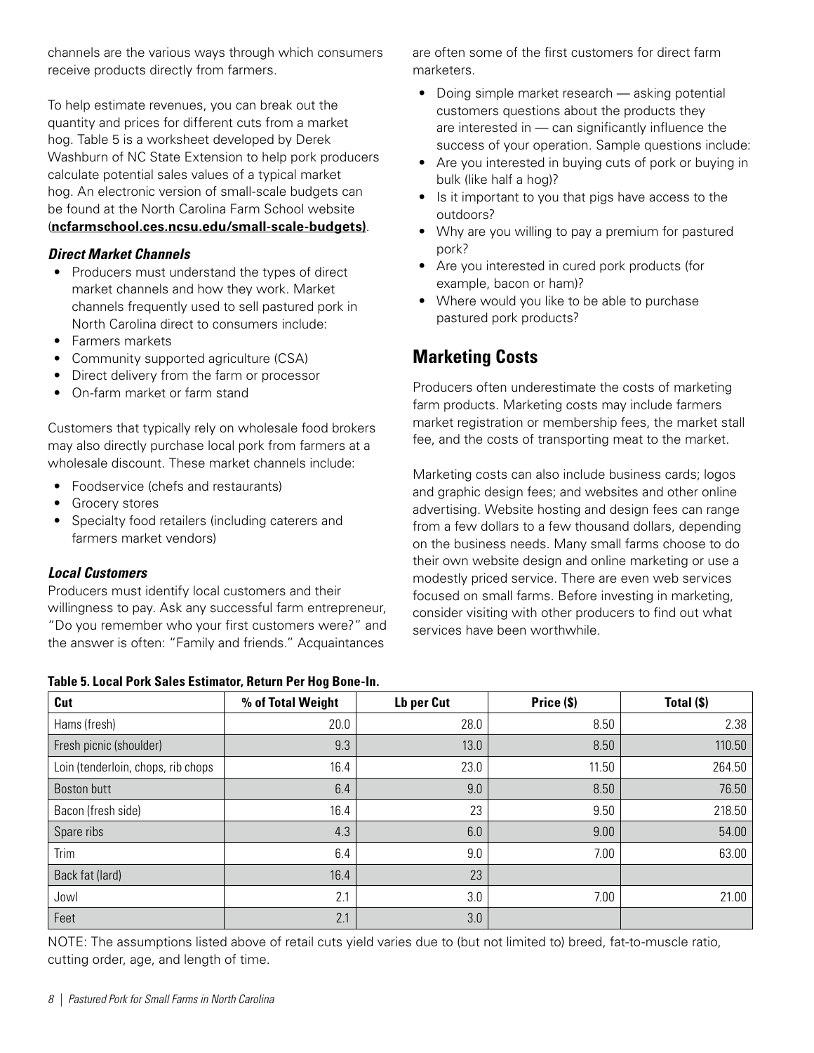channels are the various ways through which consumers receive products directly from farmers.

To help estimate revenues, you can break out the quantity and prices for different cuts from a market hog. Table 5 is a worksheet developed by Derek Washburn of NC State Extension to help pork producers calculate potential sales values of a typical market hog. An electronic version of small-scale budgets can be found at the North Carolina Farm School website (**ncfarmschool.ces.ncsu.edu/small-scale-budgets)**.

### *Direct Market Channels*

- Producers must understand the types of direct market channels and how they work. Market channels frequently used to sell pastured pork in North Carolina direct to consumers include:
- Farmers markets
- Community supported agriculture (CSA)
- Direct delivery from the farm or processor
- On-farm market or farm stand

Customers that typically rely on wholesale food brokers may also directly purchase local pork from farmers at a wholesale discount. These market channels include:

- Foodservice (chefs and restaurants)
- Grocery stores
- Specialty food retailers (including caterers and farmers market vendors)

### *Local Customers*

Producers must identify local customers and their willingness to pay. Ask any successful farm entrepreneur, "Do you remember who your first customers were?" and the answer is often: "Family and friends." Acquaintances are often some of the first customers for direct farm marketers.

- Doing simple market research — asking potential customers questions about the products they are interested in — can significantly influence the success of your operation. Sample questions include:
- Are you interested in buying cuts of pork or buying in bulk (like half a hog)?
- Is it important to you that pigs have access to the outdoors?
- Why are you willing to pay a premium for pastured pork?
- Are you interested in cured pork products (for example, bacon or ham)?
- Where would you like to be able to purchase pastured pork products?

## Marketing Costs

Producers often underestimate the costs of marketing farm products. Marketing costs may include farmers market registration or membership fees, the market stall fee, and the costs of transporting meat to the market.

Marketing costs can also include business cards; logos and graphic design fees; and websites and other online advertising. Website hosting and design fees can range from a few dollars to a few thousand dollars, depending on the business needs. Many small farms choose to do their own website design and online marketing or use a modestly priced service. There are even web services focused on small farms. Before investing in marketing, consider visiting with other producers to find out what services have been worthwhile.

**Table 5. Local Pork Sales Estimator, Return Per Hog Bone-In.**

| Cut | % of Total Weight | Lb per Cut | Price ($) | Total ($) |
|---|---|---|---|---|
| Hams (fresh) | 20.0 | 28.0 | 8.50 | 2.38 |
| Fresh picnic (shoulder) | 9.3 | 13.0 | 8.50 | 110.50 |
| Loin (tenderloin, chops, rib chops | 16.4 | 23.0 | 11.50 | 264.50 |
| Boston butt | 6.4 | 9.0 | 8.50 | 76.50 |
| Bacon (fresh side) | 16.4 | 23 | 9.50 | 218.50 |
| Spare ribs | 4.3 | 6.0 | 9.00 | 54.00 |
| Trim | 6.4 | 9.0 | 7.00 | 63.00 |
| Back fat (lard) | 16.4 | 23 | | |
| Jowl | 2.1 | 3.0 | 7.00 | 21.00 |
| Feet | 2.1 | 3.0 | | |

NOTE: The assumptions listed above of retail cuts yield varies due to (but not limited to) breed, fat-to-muscle ratio, cutting order, age, and length of time.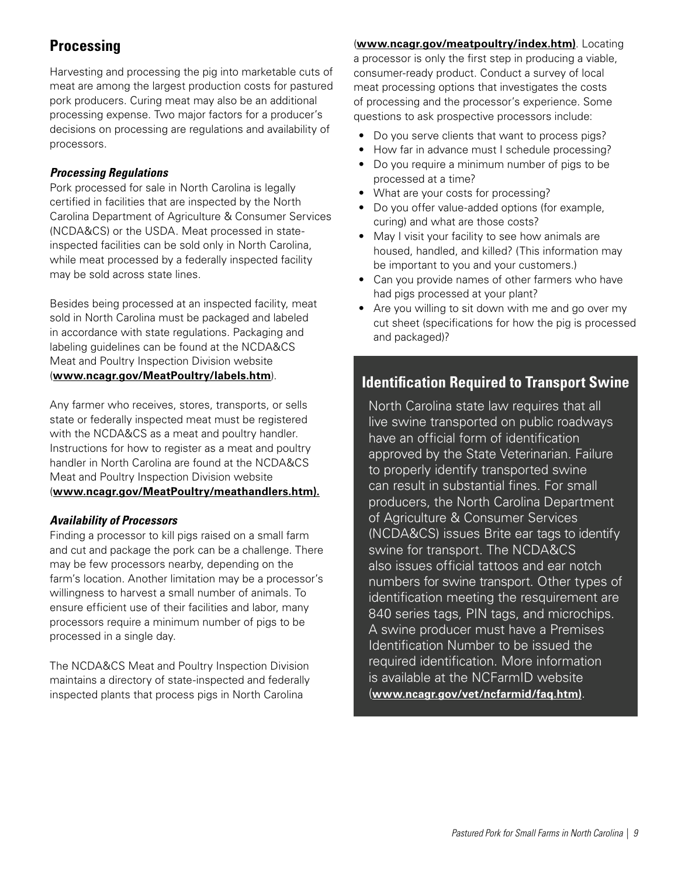## Processing

Harvesting and processing the pig into marketable cuts of meat are among the largest production costs for pastured pork producers. Curing meat may also be an additional processing expense. Two major factors for a producer's decisions on processing are regulations and availability of processors.

### *Processing Regulations*

Pork processed for sale in North Carolina is legally certified in facilities that are inspected by the North Carolina Department of Agriculture & Consumer Services (NCDA&CS) or the USDA. Meat processed in state-inspected facilities can be sold only in North Carolina, while meat processed by a federally inspected facility may be sold across state lines.

Besides being processed at an inspected facility, meat sold in North Carolina must be packaged and labeled in accordance with state regulations. Packaging and labeling guidelines can be found at the NCDA&CS Meat and Poultry Inspection Division website (**www.ncagr.gov/MeatPoultry/labels.htm**).

Any farmer who receives, stores, transports, or sells state or federally inspected meat must be registered with the NCDA&CS as a meat and poultry handler. Instructions for how to register as a meat and poultry handler in North Carolina are found at the NCDA&CS Meat and Poultry Inspection Division website (**www.ncagr.gov/MeatPoultry/meathandlers.htm).**

### *Availability of Processors*

Finding a processor to kill pigs raised on a small farm and cut and package the pork can be a challenge. There may be few processors nearby, depending on the farm's location. Another limitation may be a processor's willingness to harvest a small number of animals. To ensure efficient use of their facilities and labor, many processors require a minimum number of pigs to be processed in a single day.

The NCDA&CS Meat and Poultry Inspection Division maintains a directory of state-inspected and federally inspected plants that process pigs in North Carolina (**www.ncagr.gov/meatpoultry/index.htm)**. Locating a processor is only the first step in producing a viable, consumer-ready product. Conduct a survey of local meat processing options that investigates the costs of processing and the processor's experience. Some questions to ask prospective processors include:

- Do you serve clients that want to process pigs?
- How far in advance must I schedule processing?
- Do you require a minimum number of pigs to be processed at a time?
- What are your costs for processing?
- Do you offer value-added options (for example, curing) and what are those costs?
- May I visit your facility to see how animals are housed, handled, and killed? (This information may be important to you and your customers.)
- Can you provide names of other farmers who have had pigs processed at your plant?
- Are you willing to sit down with me and go over my cut sheet (specifications for how the pig is processed and packaged)?

## Identification Required to Transport Swine

North Carolina state law requires that all live swine transported on public roadways have an official form of identification approved by the State Veterinarian. Failure to properly identify transported swine can result in substantial fines. For small producers, the North Carolina Department of Agriculture & Consumer Services (NCDA&CS) issues Brite ear tags to identify swine for transport. The NCDA&CS also issues official tattoos and ear notch numbers for swine transport. Other types of identification meeting the resquirement are 840 series tags, PIN tags, and microchips. A swine producer must have a Premises Identification Number to be issued the required identification. More information is available at the NCFarmID website (**www.ncagr.gov/vet/ncfarmid/faq.htm)**.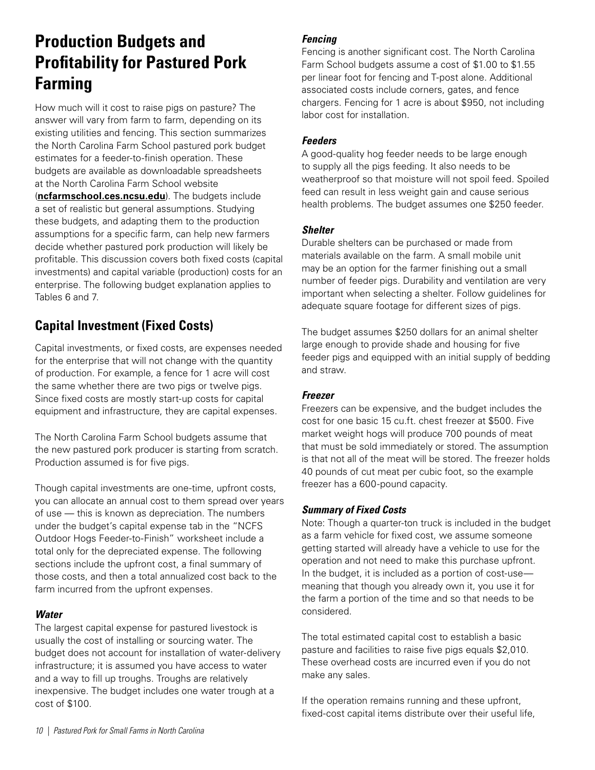# Production Budgets and Profitability for Pastured Pork Farming

How much will it cost to raise pigs on pasture? The answer will vary from farm to farm, depending on its existing utilities and fencing. This section summarizes the North Carolina Farm School pastured pork budget estimates for a feeder-to-finish operation. These budgets are available as downloadable spreadsheets at the North Carolina Farm School website (**ncfarmschool.ces.ncsu.edu**). The budgets include a set of realistic but general assumptions. Studying these budgets, and adapting them to the production assumptions for a specific farm, can help new farmers decide whether pastured pork production will likely be profitable. This discussion covers both fixed costs (capital investments) and capital variable (production) costs for an enterprise. The following budget explanation applies to Tables 6 and 7.

## Capital Investment (Fixed Costs)

Capital investments, or fixed costs, are expenses needed for the enterprise that will not change with the quantity of production. For example, a fence for 1 acre will cost the same whether there are two pigs or twelve pigs. Since fixed costs are mostly start-up costs for capital equipment and infrastructure, they are capital expenses.

The North Carolina Farm School budgets assume that the new pastured pork producer is starting from scratch. Production assumed is for five pigs.

Though capital investments are one-time, upfront costs, you can allocate an annual cost to them spread over years of use — this is known as depreciation. The numbers under the budget's capital expense tab in the "NCFS Outdoor Hogs Feeder-to-Finish" worksheet include a total only for the depreciated expense. The following sections include the upfront cost, a final summary of those costs, and then a total annualized cost back to the farm incurred from the upfront expenses.

### *Water*

The largest capital expense for pastured livestock is usually the cost of installing or sourcing water. The budget does not account for installation of water-delivery infrastructure; it is assumed you have access to water and a way to fill up troughs. Troughs are relatively inexpensive. The budget includes one water trough at a cost of $100.

### *Fencing*

Fencing is another significant cost. The North Carolina Farm School budgets assume a cost of $1.00 to $1.55 per linear foot for fencing and T-post alone. Additional associated costs include corners, gates, and fence chargers. Fencing for 1 acre is about $950, not including labor cost for installation.

### *Feeders*

A good-quality hog feeder needs to be large enough to supply all the pigs feeding. It also needs to be weatherproof so that moisture will not spoil feed. Spoiled feed can result in less weight gain and cause serious health problems. The budget assumes one $250 feeder.

### *Shelter*

Durable shelters can be purchased or made from materials available on the farm. A small mobile unit may be an option for the farmer finishing out a small number of feeder pigs. Durability and ventilation are very important when selecting a shelter. Follow guidelines for adequate square footage for different sizes of pigs.

The budget assumes $250 dollars for an animal shelter large enough to provide shade and housing for five feeder pigs and equipped with an initial supply of bedding and straw.

### *Freezer*

Freezers can be expensive, and the budget includes the cost for one basic 15 cu.ft. chest freezer at $500. Five market weight hogs will produce 700 pounds of meat that must be sold immediately or stored. The assumption is that not all of the meat will be stored. The freezer holds 40 pounds of cut meat per cubic foot, so the example freezer has a 600-pound capacity.

### *Summary of Fixed Costs*

Note: Though a quarter-ton truck is included in the budget as a farm vehicle for fixed cost, we assume someone getting started will already have a vehicle to use for the operation and not need to make this purchase upfront. In the budget, it is included as a portion of cost-use—meaning that though you already own it, you use it for the farm a portion of the time and so that needs to be considered.

The total estimated capital cost to establish a basic pasture and facilities to raise five pigs equals $2,010. These overhead costs are incurred even if you do not make any sales.

If the operation remains running and these upfront, fixed-cost capital items distribute over their useful life,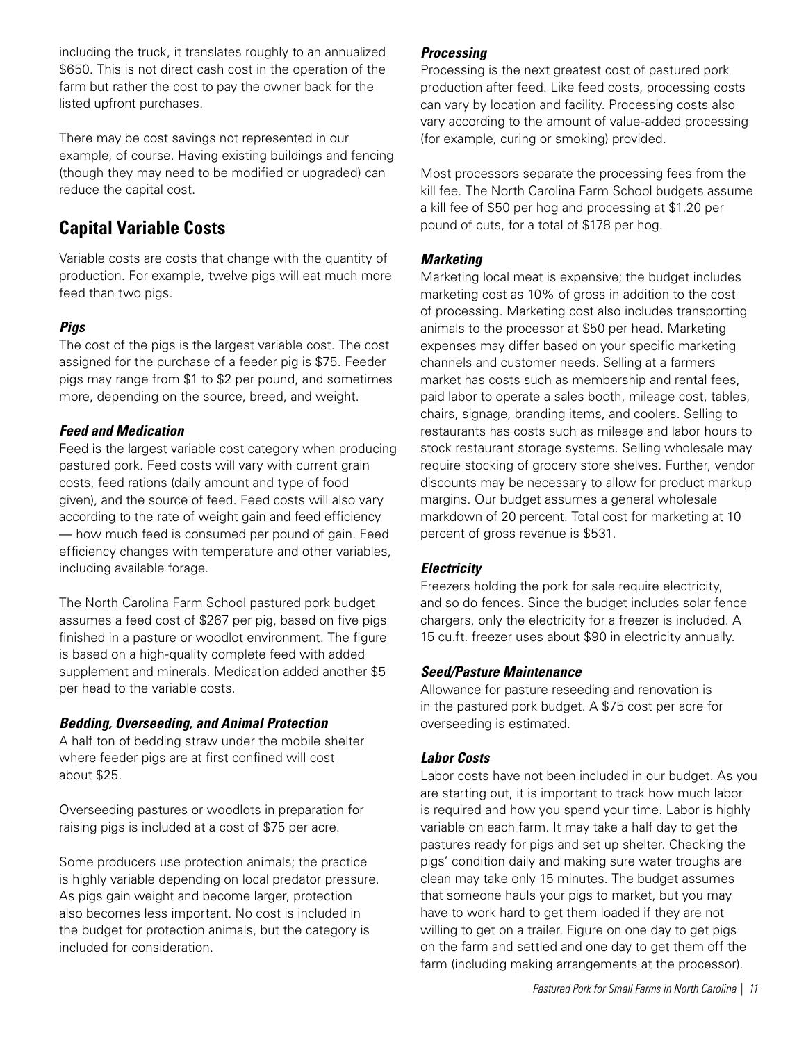including the truck, it translates roughly to an annualized $650. This is not direct cash cost in the operation of the farm but rather the cost to pay the owner back for the listed upfront purchases.

There may be cost savings not represented in our example, of course. Having existing buildings and fencing (though they may need to be modified or upgraded) can reduce the capital cost.

## Capital Variable Costs

Variable costs are costs that change with the quantity of production. For example, twelve pigs will eat much more feed than two pigs.

### *Pigs*

The cost of the pigs is the largest variable cost. The cost assigned for the purchase of a feeder pig is $75. Feeder pigs may range from $1 to $2 per pound, and sometimes more, depending on the source, breed, and weight.

### *Feed and Medication*

Feed is the largest variable cost category when producing pastured pork. Feed costs will vary with current grain costs, feed rations (daily amount and type of food given), and the source of feed. Feed costs will also vary according to the rate of weight gain and feed efficiency — how much feed is consumed per pound of gain. Feed efficiency changes with temperature and other variables, including available forage.

The North Carolina Farm School pastured pork budget assumes a feed cost of $267 per pig, based on five pigs finished in a pasture or woodlot environment. The figure is based on a high-quality complete feed with added supplement and minerals. Medication added another $5 per head to the variable costs.

### *Bedding, Overseeding, and Animal Protection*

A half ton of bedding straw under the mobile shelter where feeder pigs are at first confined will cost about $25.

Overseeding pastures or woodlots in preparation for raising pigs is included at a cost of $75 per acre.

Some producers use protection animals; the practice is highly variable depending on local predator pressure. As pigs gain weight and become larger, protection also becomes less important. No cost is included in the budget for protection animals, but the category is included for consideration.

### *Processing*

Processing is the next greatest cost of pastured pork production after feed. Like feed costs, processing costs can vary by location and facility. Processing costs also vary according to the amount of value-added processing (for example, curing or smoking) provided.

Most processors separate the processing fees from the kill fee. The North Carolina Farm School budgets assume a kill fee of $50 per hog and processing at $1.20 per pound of cuts, for a total of $178 per hog.

### *Marketing*

Marketing local meat is expensive; the budget includes marketing cost as 10% of gross in addition to the cost of processing. Marketing cost also includes transporting animals to the processor at $50 per head. Marketing expenses may differ based on your specific marketing channels and customer needs. Selling at a farmers market has costs such as membership and rental fees, paid labor to operate a sales booth, mileage cost, tables, chairs, signage, branding items, and coolers. Selling to restaurants has costs such as mileage and labor hours to stock restaurant storage systems. Selling wholesale may require stocking of grocery store shelves. Further, vendor discounts may be necessary to allow for product markup margins. Our budget assumes a general wholesale markdown of 20 percent. Total cost for marketing at 10 percent of gross revenue is $531.

### *Electricity*

Freezers holding the pork for sale require electricity, and so do fences. Since the budget includes solar fence chargers, only the electricity for a freezer is included. A 15 cu.ft. freezer uses about $90 in electricity annually.

### *Seed/Pasture Maintenance*

Allowance for pasture reseeding and renovation is in the pastured pork budget. A $75 cost per acre for overseeding is estimated.

### *Labor Costs*

Labor costs have not been included in our budget. As you are starting out, it is important to track how much labor is required and how you spend your time. Labor is highly variable on each farm. It may take a half day to get the pastures ready for pigs and set up shelter. Checking the pigs' condition daily and making sure water troughs are clean may take only 15 minutes. The budget assumes that someone hauls your pigs to market, but you may have to work hard to get them loaded if they are not willing to get on a trailer. Figure on one day to get pigs on the farm and settled and one day to get them off the farm (including making arrangements at the processor).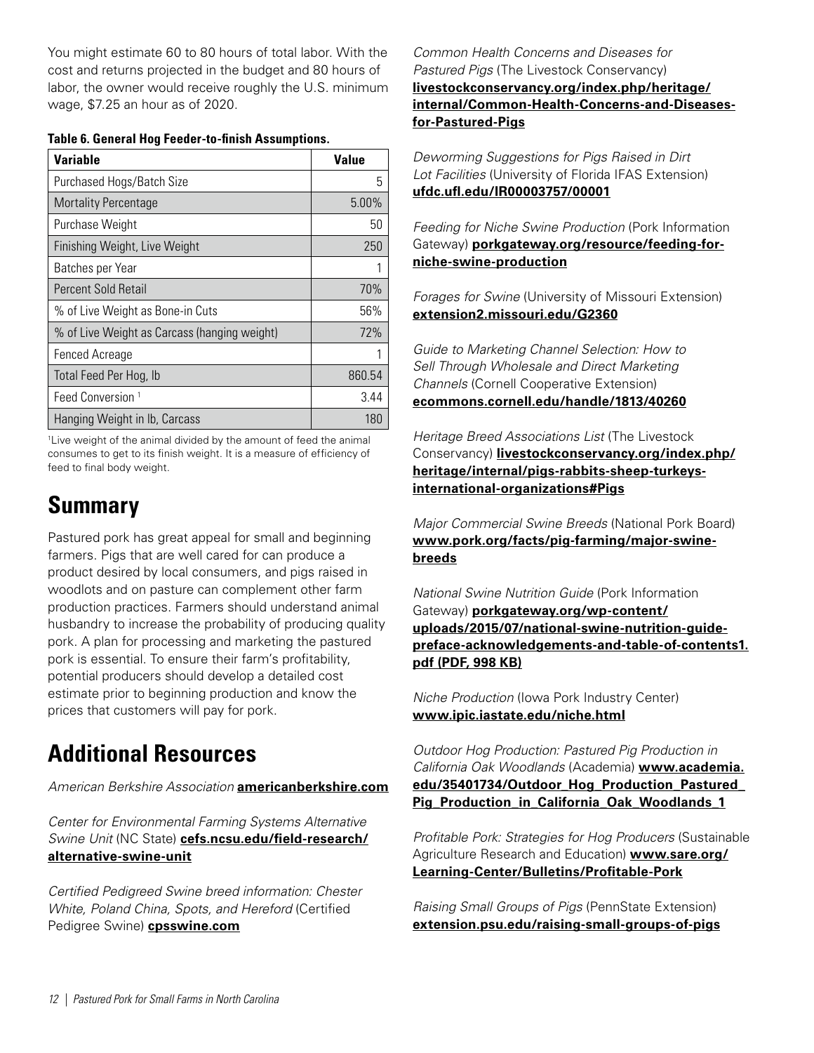You might estimate 60 to 80 hours of total labor. With the cost and returns projected in the budget and 80 hours of labor, the owner would receive roughly the U.S. minimum wage, $7.25 an hour as of 2020.

**Table 6. General Hog Feeder-to-finish Assumptions.**

| Variable | Value |
|---|---|
| Purchased Hogs/Batch Size | 5 |
| Mortality Percentage | 5.00% |
| Purchase Weight | 50 |
| Finishing Weight, Live Weight | 250 |
| Batches per Year | 1 |
| Percent Sold Retail | 70% |
| % of Live Weight as Bone-in Cuts | 56% |
| % of Live Weight as Carcass (hanging weight) | 72% |
| Fenced Acreage | 1 |
| Total Feed Per Hog, lb | 860.54 |
| Feed Conversion [1] | 3.44 |
| Hanging Weight in lb, Carcass | 180 |

[1]Live weight of the animal divided by the amount of feed the animal consumes to get to its finish weight. It is a measure of efficiency of feed to final body weight.

## Summary

Pastured pork has great appeal for small and beginning farmers. Pigs that are well cared for can produce a product desired by local consumers, and pigs raised in woodlots and on pasture can complement other farm production practices. Farmers should understand animal husbandry to increase the probability of producing quality pork. A plan for processing and marketing the pastured pork is essential. To ensure their farm's profitability, potential producers should develop a detailed cost estimate prior to beginning production and know the prices that customers will pay for pork.

## Additional Resources

*American Berkshire Association* **americanberkshire.com**

*Center for Environmental Farming Systems Alternative Swine Unit* (NC State) **cefs.ncsu.edu/field-research/alternative-swine-unit**

*Certified Pedigreed Swine breed information: Chester White, Poland China, Spots, and Hereford* (Certified Pedigree Swine) **cpsswine.com**

*Common Health Concerns and Diseases for Pastured Pigs* (The Livestock Conservancy) **livestockconservancy.org/index.php/heritage/internal/Common-Health-Concerns-and-Diseases-for-Pastured-Pigs**

*Deworming Suggestions for Pigs Raised in Dirt Lot Facilities* (University of Florida IFAS Extension) **ufdc.ufl.edu/IR00003757/00001**

*Feeding for Niche Swine Production* (Pork Information Gateway) **porkgateway.org/resource/feeding-for-niche-swine-production**

*Forages for Swine* (University of Missouri Extension) **extension2.missouri.edu/G2360**

*Guide to Marketing Channel Selection: How to Sell Through Wholesale and Direct Marketing Channels* (Cornell Cooperative Extension) **ecommons.cornell.edu/handle/1813/40260**

*Heritage Breed Associations List* (The Livestock Conservancy) **livestockconservancy.org/index.php/heritage/internal/pigs-rabbits-sheep-turkeys-international-organizations#Pigs**

*Major Commercial Swine Breeds* (National Pork Board) **www.pork.org/facts/pig-farming/major-swine-breeds**

*National Swine Nutrition Guide* (Pork Information Gateway) **porkgateway.org/wp-content/uploads/2015/07/national-swine-nutrition-guide-preface-acknowledgements-and-table-of-contents1.pdf (PDF, 998 KB)**

*Niche Production* (Iowa Pork Industry Center) **www.ipic.iastate.edu/niche.html**

*Outdoor Hog Production: Pastured Pig Production in California Oak Woodlands* (Academia) **www.academia.edu/35401734/Outdoor_Hog_Production_Pastured_Pig_Production_in_California_Oak_Woodlands_1**

*Profitable Pork: Strategies for Hog Producers* (Sustainable Agriculture Research and Education) **www.sare.org/Learning-Center/Bulletins/Profitable-Pork**

*Raising Small Groups of Pigs* (PennState Extension) **extension.psu.edu/raising-small-groups-of-pigs**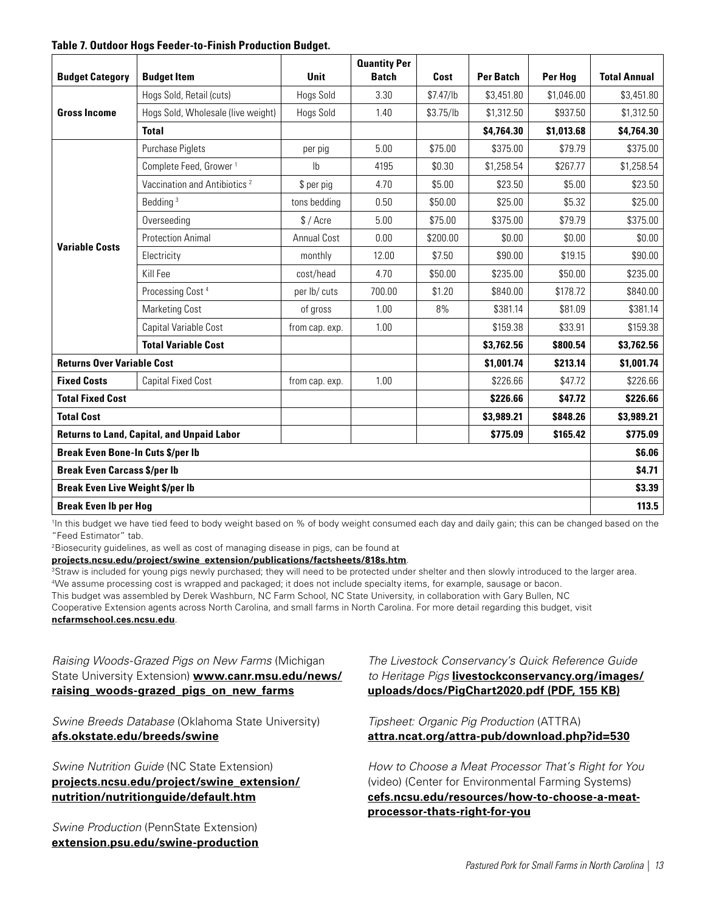**Table 7. Outdoor Hogs Feeder-to-Finish Production Budget.**

| Budget Category | Budget Item | Unit | Quantity Per Batch | Cost | Per Batch | Per Hog | Total Annual |
|---|---|---|---|---|---|---|---|
| **Gross Income** | Hogs Sold, Retail (cuts) | Hogs Sold | 3.30 | $7.47/lb | $3,451.80 | $1,046.00 | $3,451.80 |
| | Hogs Sold, Wholesale (live weight) | Hogs Sold | 1.40 | $3.75/lb | $1,312.50 | $937.50 | $1,312.50 |
| | **Total** | | | | **$4,764.30** | **$1,013.68** | **$4,764.30** |
| **Variable Costs** | Purchase Piglets | per pig | 5.00 | $75.00 | $375.00 | $79.79 | $375.00 |
| | Complete Feed, Grower [1] | lb | 4195 | $0.30 | $1,258.54 | $267.77 | $1,258.54 |
| | Vaccination and Antibiotics [2] | $ per pig | 4.70 | $5.00 | $23.50 | $5.00 | $23.50 |
| | Bedding [3] | tons bedding | 0.50 | $50.00 | $25.00 | $5.32 | $25.00 |
| | Overseeding | $ / Acre | 5.00 | $75.00 | $375.00 | $79.79 | $375.00 |
| | Protection Animal | Annual Cost | 0.00 | $200.00 | $0.00 | $0.00 | $0.00 |
| | Electricity | monthly | 12.00 | $7.50 | $90.00 | $19.15 | $90.00 |
| | Kill Fee | cost/head | 4.70 | $50.00 | $235.00 | $50.00 | $235.00 |
| | Processing Cost [4] | per lb/ cuts | 700.00 | $1.20 | $840.00 | $178.72 | $840.00 |
| | Marketing Cost | of gross | 1.00 | 8% | $381.14 | $81.09 | $381.14 |
| | Capital Variable Cost | from cap. exp. | 1.00 | | $159.38 | $33.91 | $159.38 |
| | **Total Variable Cost** | | | | **$3,762.56** | **$800.54** | **$3,762.56** |
| **Returns Over Variable Cost** | | | | | **$1,001.74** | **$213.14** | **$1,001.74** |
| **Fixed Costs** | Capital Fixed Cost | from cap. exp. | 1.00 | | $226.66 | $47.72 | $226.66 |
| **Total Fixed Cost** | | | | | **$226.66** | **$47.72** | **$226.66** |
| **Total Cost** | | | | | **$3,989.21** | **$848.26** | **$3,989.21** |
| **Returns to Land, Capital, and Unpaid Labor** | | | | | **$775.09** | **$165.42** | **$775.09** |
| **Break Even Bone-In Cuts $/per lb** | | | | | | | **$6.06** |
| **Break Even Carcass $/per lb** | | | | | | | **$4.71** |
| **Break Even Live Weight $/per lb** | | | | | | | **$3.39** |
| **Break Even lb per Hog** | | | | | | | **113.5** |

[1]In this budget we have tied feed to body weight based on % of body weight consumed each day and daily gain; this can be changed based on the "Feed Estimator" tab.

[2]Biosecurity guidelines, as well as cost of managing disease in pigs, can be found at **projects.ncsu.edu/project/swine_extension/publications/factsheets/818s.htm**.

[3]Straw is included for young pigs newly purchased; they will need to be protected under shelter and then slowly introduced to the larger area.

[4]We assume processing cost is wrapped and packaged; it does not include specialty items, for example, sausage or bacon.

This budget was assembled by Derek Washburn, NC Farm School, NC State University, in collaboration with Gary Bullen, NC Cooperative Extension agents across North Carolina, and small farms in North Carolina. For more detail regarding this budget, visit **ncfarmschool.ces.ncsu.edu**.

*Raising Woods-Grazed Pigs on New Farms* (Michigan State University Extension) **www.canr.msu.edu/news/raising_woods-grazed_pigs_on_new_farms**

*Swine Breeds Database* (Oklahoma State University) **afs.okstate.edu/breeds/swine**

*Swine Nutrition Guide* (NC State Extension) **projects.ncsu.edu/project/swine_extension/nutrition/nutritionguide/default.htm**

*Swine Production* (PennState Extension) **extension.psu.edu/swine-production**

*The Livestock Conservancy's Quick Reference Guide to Heritage Pigs* **livestockconservancy.org/images/uploads/docs/PigChart2020.pdf (PDF, 155 KB)**

*Tipsheet: Organic Pig Production* (ATTRA) **attra.ncat.org/attra-pub/download.php?id=530**

*How to Choose a Meat Processor That's Right for You* (video) (Center for Environmental Farming Systems) **cefs.ncsu.edu/resources/how-to-choose-a-meat-processor-thats-right-for-you**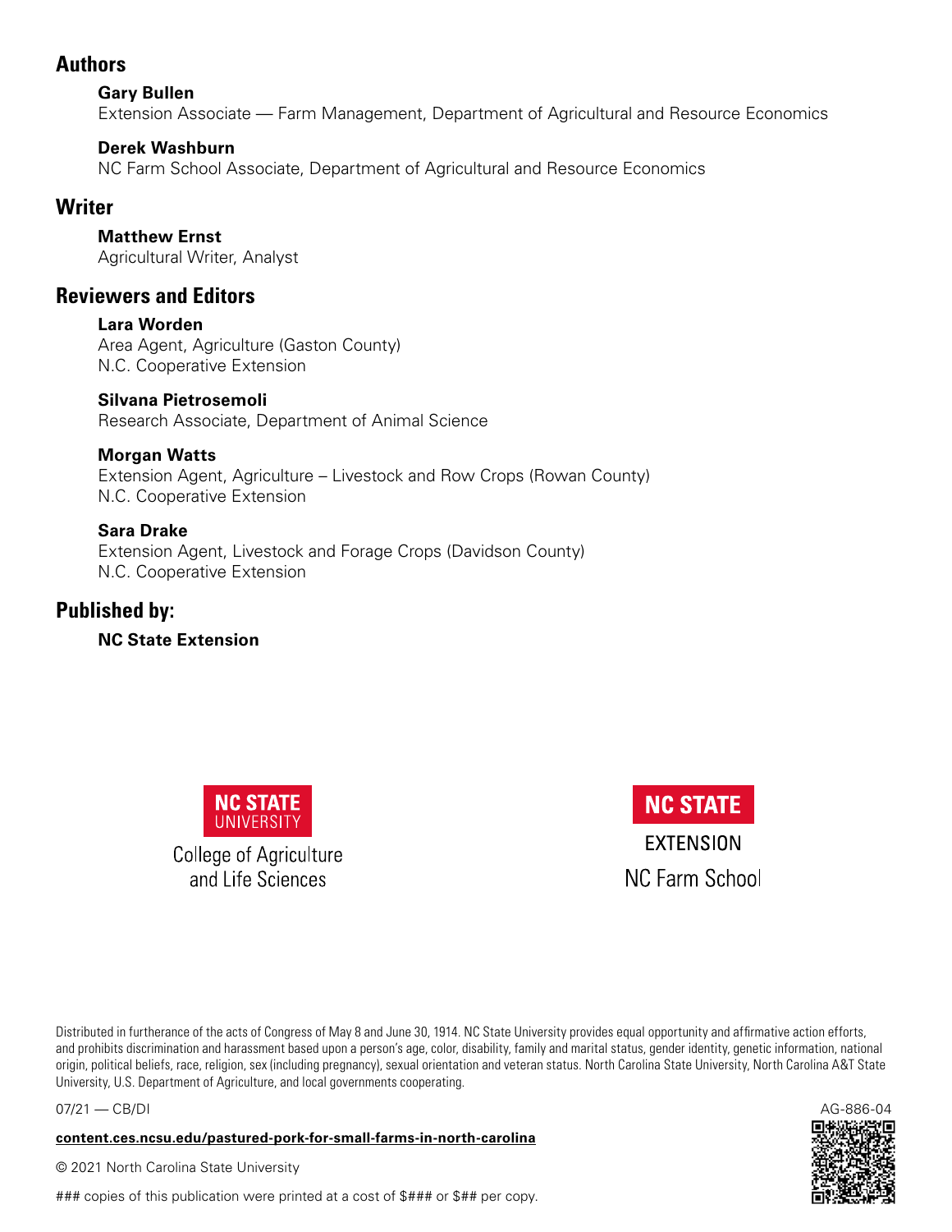## Authors

**Gary Bullen**
Extension Associate — Farm Management, Department of Agricultural and Resource Economics

**Derek Washburn**
NC Farm School Associate, Department of Agricultural and Resource Economics

## Writer

**Matthew Ernst**
Agricultural Writer, Analyst

## Reviewers and Editors

**Lara Worden**
Area Agent, Agriculture (Gaston County)
N.C. Cooperative Extension

**Silvana Pietrosemoli**
Research Associate, Department of Animal Science

**Morgan Watts**
Extension Agent, Agriculture – Livestock and Row Crops (Rowan County)
N.C. Cooperative Extension

**Sara Drake**
Extension Agent, Livestock and Forage Crops (Davidson County)
N.C. Cooperative Extension

## Published by:

**NC State Extension**

NC STATE UNIVERSITY
College of Agriculture and Life Sciences

NC STATE EXTENSION
NC Farm School

Distributed in furtherance of the acts of Congress of May 8 and June 30, 1914. NC State University provides equal opportunity and affirmative action efforts, and prohibits discrimination and harassment based upon a person's age, color, disability, family and marital status, gender identity, genetic information, national origin, political beliefs, race, religion, sex (including pregnancy), sexual orientation and veteran status. North Carolina State University, North Carolina A&T State University, U.S. Department of Agriculture, and local governments cooperating.

07/21 — CB/DI

AG-886-04

**content.ces.ncsu.edu/pastured-pork-for-small-farms-in-north-carolina**

© 2021 North Carolina State University

### copies of this publication were printed at a cost of $#### or $## per copy.